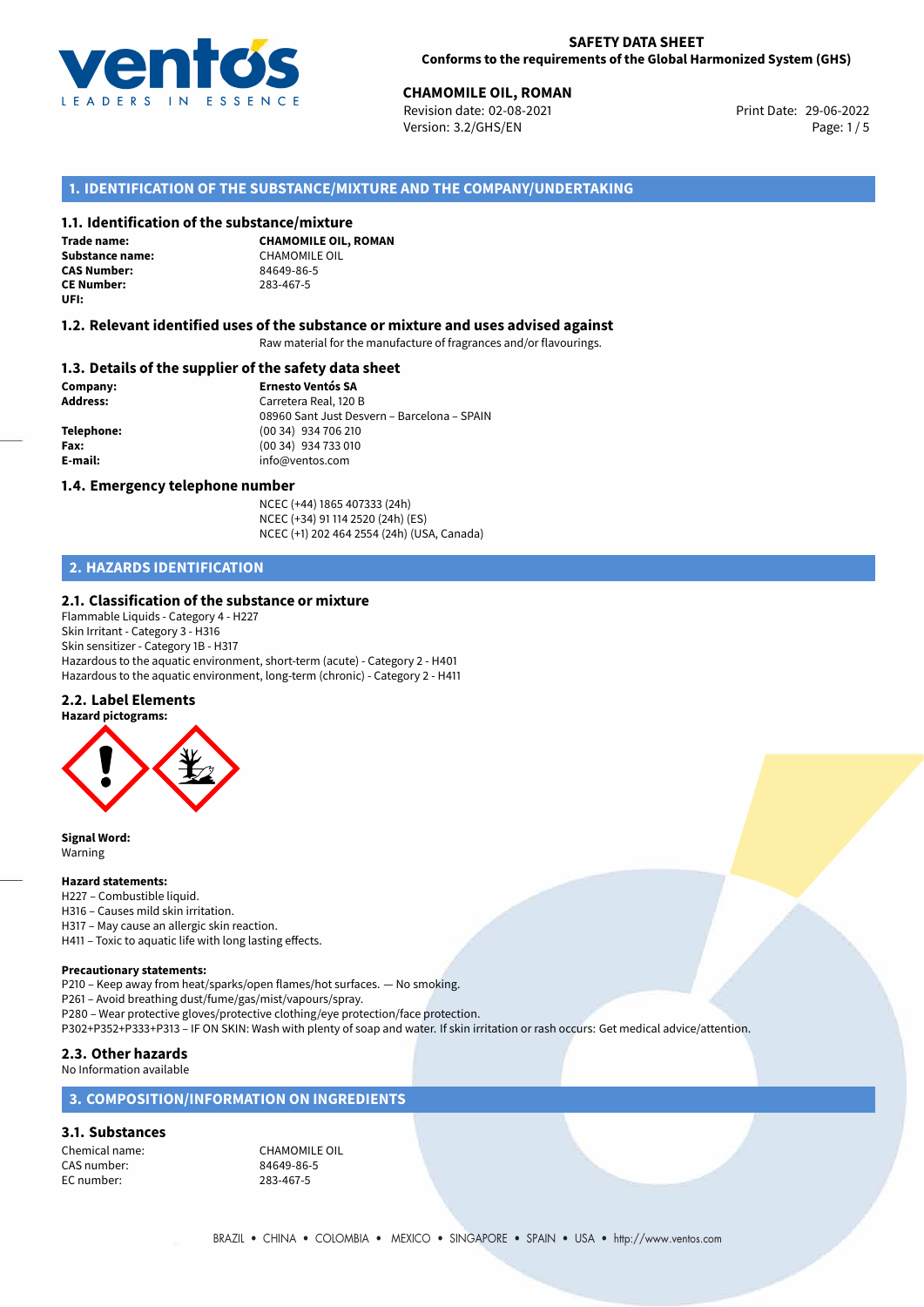**SAFETY DATA SHEET**
**Conforms to the requirements of the Global Harmonized System (GHS)**

**CHAMOMILE OIL, ROMAN**
Revision date: 02-08-2021
Version: 3.2/GHS/EN
Print Date: 29-06-2022

## 1. IDENTIFICATION OF THE SUBSTANCE/MIXTURE AND THE COMPANY/UNDERTAKING

### 1.1. Identification of the substance/mixture

**Trade name:** **CHAMOMILE OIL, ROMAN**
**Substance name:** CHAMOMILE OIL
**CAS Number:** 84649-86-5
**CE Number:** 283-467-5
**UFI:**

### 1.2. Relevant identified uses of the substance or mixture and uses advised against

Raw material for the manufacture of fragrances and/or flavourings.

### 1.3. Details of the supplier of the safety data sheet

**Company:** **Ernesto Ventós SA**
**Address:** Carretera Real, 120 B
08960 Sant Just Desvern – Barcelona – SPAIN
**Telephone:** (00 34) 934 706 210
**Fax:** (00 34) 934 733 010
**E-mail:** info@ventos.com

### 1.4. Emergency telephone number

NCEC (+44) 1865 407333 (24h)
NCEC (+34) 91 114 2520 (24h) (ES)
NCEC (+1) 202 464 2554 (24h) (USA, Canada)

## 2. HAZARDS IDENTIFICATION

### 2.1. Classification of the substance or mixture

Flammable Liquids - Category 4 - H227
Skin Irritant - Category 3 - H316
Skin sensitizer - Category 1B - H317
Hazardous to the aquatic environment, short-term (acute) - Category 2 - H401
Hazardous to the aquatic environment, long-term (chronic) - Category 2 - H411

### 2.2. Label Elements

**Hazard pictograms:**

**Signal Word:**
Warning

**Hazard statements:**
H227 – Combustible liquid.
H316 – Causes mild skin irritation.
H317 – May cause an allergic skin reaction.
H411 – Toxic to aquatic life with long lasting effects.

**Precautionary statements:**
P210 – Keep away from heat/sparks/open flames/hot surfaces. — No smoking.
P261 – Avoid breathing dust/fume/gas/mist/vapours/spray.
P280 – Wear protective gloves/protective clothing/eye protection/face protection.
P302+P352+P333+P313 – IF ON SKIN: Wash with plenty of soap and water. If skin irritation or rash occurs: Get medical advice/attention.

### 2.3. Other hazards

No Information available

## 3. COMPOSITION/INFORMATION ON INGREDIENTS

### 3.1. Substances

Chemical name: CHAMOMILE OIL
CAS number: 84649-86-5
EC number: 283-467-5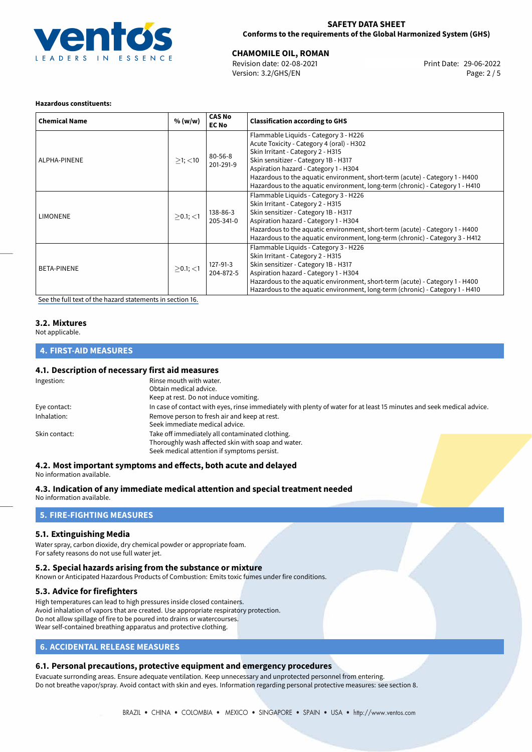**Hazardous constituents:**

| Chemical Name | % (w/w) | CAS No<br>EC No | Classification according to GHS |
|---|---|---|---|
| ALPHA-PINENE | ≥1; <10 | 80-56-8<br>201-291-9 | Flammable Liquids - Category 3 - H226<br>Acute Toxicity - Category 4 (oral) - H302<br>Skin Irritant - Category 2 - H315<br>Skin sensitizer - Category 1B - H317<br>Aspiration hazard - Category 1 - H304<br>Hazardous to the aquatic environment, short-term (acute) - Category 1 - H400<br>Hazardous to the aquatic environment, long-term (chronic) - Category 1 - H410 |
| LIMONENE | ≥0.1; <1 | 138-86-3<br>205-341-0 | Flammable Liquids - Category 3 - H226<br>Skin Irritant - Category 2 - H315<br>Skin sensitizer - Category 1B - H317<br>Aspiration hazard - Category 1 - H304<br>Hazardous to the aquatic environment, short-term (acute) - Category 1 - H400<br>Hazardous to the aquatic environment, long-term (chronic) - Category 3 - H412 |
| BETA-PINENE | ≥0.1; <1 | 127-91-3<br>204-872-5 | Flammable Liquids - Category 3 - H226<br>Skin Irritant - Category 2 - H315<br>Skin sensitizer - Category 1B - H317<br>Aspiration hazard - Category 1 - H304<br>Hazardous to the aquatic environment, short-term (acute) - Category 1 - H400<br>Hazardous to the aquatic environment, long-term (chronic) - Category 1 - H410 |

See the full text of the hazard statements in section 16.

### 3.2. Mixtures

Not applicable.

## 4. FIRST-AID MEASURES

### 4.1. Description of necessary first aid measures

| | |
|---|---|
| Ingestion: | Rinse mouth with water.<br>Obtain medical advice.<br>Keep at rest. Do not induce vomiting. |
| Eye contact: | In case of contact with eyes, rinse immediately with plenty of water for at least 15 minutes and seek medical advice. |
| Inhalation: | Remove person to fresh air and keep at rest.<br>Seek immediate medical advice. |
| Skin contact: | Take off immediately all contaminated clothing.<br>Thoroughly wash affected skin with soap and water.<br>Seek medical attention if symptoms persist. |

### 4.2. Most important symptoms and effects, both acute and delayed

No information available.

### 4.3. Indication of any immediate medical attention and special treatment needed

No information available.

## 5. FIRE-FIGHTING MEASURES

### 5.1. Extinguishing Media

Water spray, carbon dioxide, dry chemical powder or appropriate foam.
For safety reasons do not use full water jet.

### 5.2. Special hazards arising from the substance or mixture

Known or Anticipated Hazardous Products of Combustion: Emits toxic fumes under fire conditions.

### 5.3. Advice for firefighters

High temperatures can lead to high pressures inside closed containers.
Avoid inhalation of vapors that are created. Use appropriate respiratory protection.
Do not allow spillage of fire to be poured into drains or watercourses.
Wear self-contained breathing apparatus and protective clothing.

## 6. ACCIDENTAL RELEASE MEASURES

### 6.1. Personal precautions, protective equipment and emergency procedures

Evacuate surrounding areas. Ensure adequate ventilation. Keep unnecessary and unprotected personnel from entering.
Do not breathe vapor/spray. Avoid contact with skin and eyes. Information regarding personal protective measures: see section 8.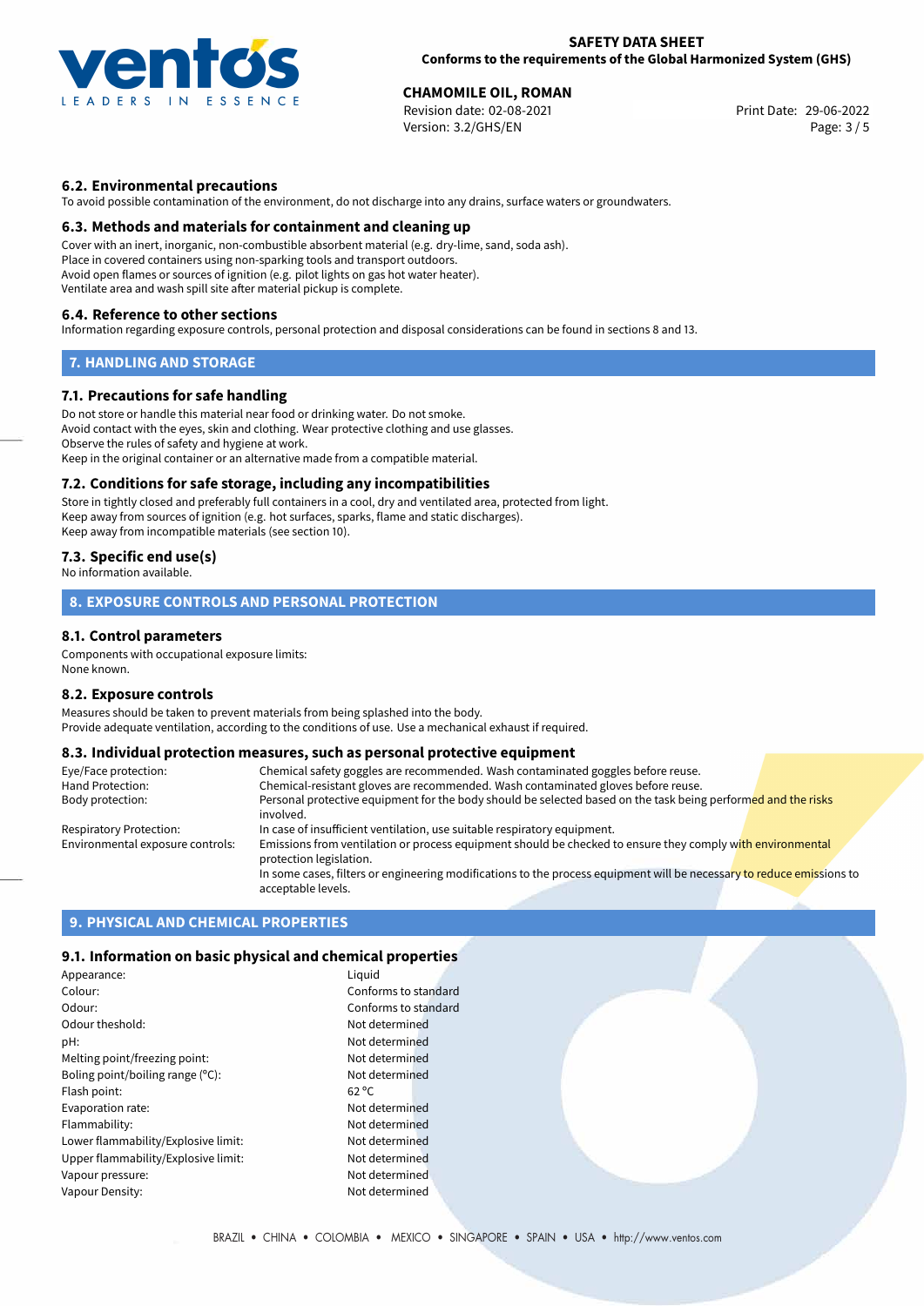### 6.2. Environmental precautions

To avoid possible contamination of the environment, do not discharge into any drains, surface waters or groundwaters.

### 6.3. Methods and materials for containment and cleaning up

Cover with an inert, inorganic, non-combustible absorbent material (e.g. dry-lime, sand, soda ash).
Place in covered containers using non-sparking tools and transport outdoors.
Avoid open flames or sources of ignition (e.g. pilot lights on gas hot water heater).
Ventilate area and wash spill site after material pickup is complete.

### 6.4. Reference to other sections

Information regarding exposure controls, personal protection and disposal considerations can be found in sections 8 and 13.

## 7. HANDLING AND STORAGE

### 7.1. Precautions for safe handling

Do not store or handle this material near food or drinking water. Do not smoke.
Avoid contact with the eyes, skin and clothing. Wear protective clothing and use glasses.
Observe the rules of safety and hygiene at work.
Keep in the original container or an alternative made from a compatible material.

### 7.2. Conditions for safe storage, including any incompatibilities

Store in tightly closed and preferably full containers in a cool, dry and ventilated area, protected from light.
Keep away from sources of ignition (e.g. hot surfaces, sparks, flame and static discharges).
Keep away from incompatible materials (see section 10).

### 7.3. Specific end use(s)

No information available.

## 8. EXPOSURE CONTROLS AND PERSONAL PROTECTION

### 8.1. Control parameters

Components with occupational exposure limits:
None known.

### 8.2. Exposure controls

Measures should be taken to prevent materials from being splashed into the body.
Provide adequate ventilation, according to the conditions of use. Use a mechanical exhaust if required.

### 8.3. Individual protection measures, such as personal protective equipment

| | |
|---|---|
| Eye/Face protection: | Chemical safety goggles are recommended. Wash contaminated goggles before reuse. |
| Hand Protection: | Chemical-resistant gloves are recommended. Wash contaminated gloves before reuse. |
| Body protection: | Personal protective equipment for the body should be selected based on the task being performed and the risks involved. |
| Respiratory Protection: | In case of insufficient ventilation, use suitable respiratory equipment. |
| Environmental exposure controls: | Emissions from ventilation or process equipment should be checked to ensure they comply with environmental protection legislation. In some cases, filters or engineering modifications to the process equipment will be necessary to reduce emissions to acceptable levels. |

## 9. PHYSICAL AND CHEMICAL PROPERTIES

### 9.1. Information on basic physical and chemical properties

| | |
|---|---|
| Appearance: | Liquid |
| Colour: | Conforms to standard |
| Odour: | Conforms to standard |
| Odour theshold: | Not determined |
| pH: | Not determined |
| Melting point/freezing point: | Not determined |
| Boling point/boiling range (°C): | Not determined |
| Flash point: | 62 °C |
| Evaporation rate: | Not determined |
| Flammability: | Not determined |
| Lower flammability/Explosive limit: | Not determined |
| Upper flammability/Explosive limit: | Not determined |
| Vapour pressure: | Not determined |
| Vapour Density: | Not determined |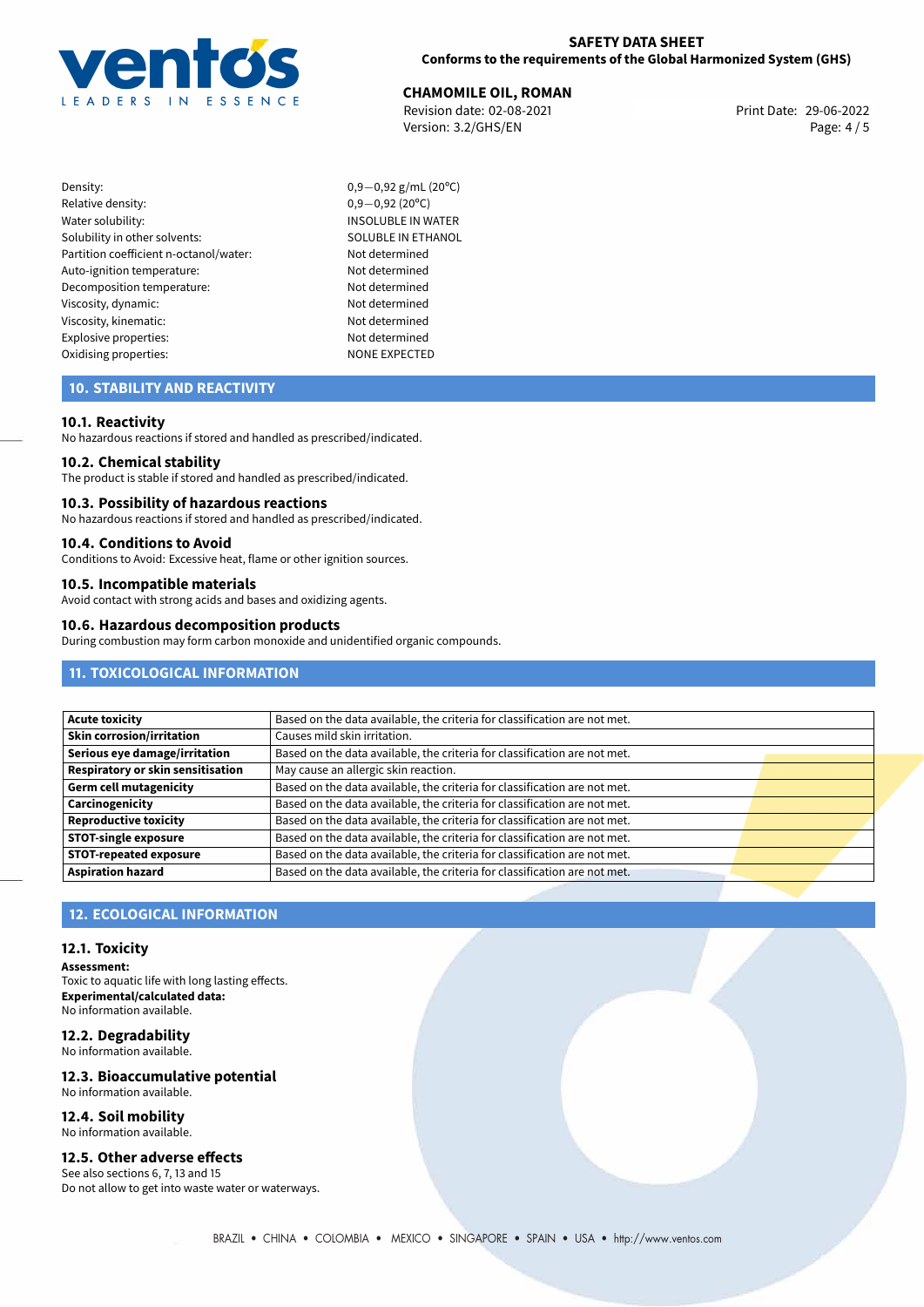| | |
|---|---|
| Density: | 0,9—0,92 g/mL (20°C) |
| Relative density: | 0,9—0,92 (20°C) |
| Water solubility: | INSOLUBLE IN WATER |
| Solubility in other solvents: | SOLUBLE IN ETHANOL |
| Partition coefficient n-octanol/water: | Not determined |
| Auto-ignition temperature: | Not determined |
| Decomposition temperature: | Not determined |
| Viscosity, dynamic: | Not determined |
| Viscosity, kinematic: | Not determined |
| Explosive properties: | Not determined |
| Oxidising properties: | NONE EXPECTED |

## 10. STABILITY AND REACTIVITY

### 10.1. Reactivity

No hazardous reactions if stored and handled as prescribed/indicated.

### 10.2. Chemical stability

The product is stable if stored and handled as prescribed/indicated.

### 10.3. Possibility of hazardous reactions

No hazardous reactions if stored and handled as prescribed/indicated.

### 10.4. Conditions to Avoid

Conditions to Avoid: Excessive heat, flame or other ignition sources.

### 10.5. Incompatible materials

Avoid contact with strong acids and bases and oxidizing agents.

### 10.6. Hazardous decomposition products

During combustion may form carbon monoxide and unidentified organic compounds.

## 11. TOXICOLOGICAL INFORMATION

| | |
|---|---|
| **Acute toxicity** | Based on the data available, the criteria for classification are not met. |
| **Skin corrosion/irritation** | Causes mild skin irritation. |
| **Serious eye damage/irritation** | Based on the data available, the criteria for classification are not met. |
| **Respiratory or skin sensitisation** | May cause an allergic skin reaction. |
| **Germ cell mutagenicity** | Based on the data available, the criteria for classification are not met. |
| **Carcinogenicity** | Based on the data available, the criteria for classification are not met. |
| **Reproductive toxicity** | Based on the data available, the criteria for classification are not met. |
| **STOT-single exposure** | Based on the data available, the criteria for classification are not met. |
| **STOT-repeated exposure** | Based on the data available, the criteria for classification are not met. |
| **Aspiration hazard** | Based on the data available, the criteria for classification are not met. |

## 12. ECOLOGICAL INFORMATION

### 12.1. Toxicity

**Assessment:**
Toxic to aquatic life with long lasting effects.
**Experimental/calculated data:**
No information available.

### 12.2. Degradability

No information available.

### 12.3. Bioaccumulative potential

No information available.

### 12.4. Soil mobility

No information available.

### 12.5. Other adverse effects

See also sections 6, 7, 13 and 15
Do not allow to get into waste water or waterways.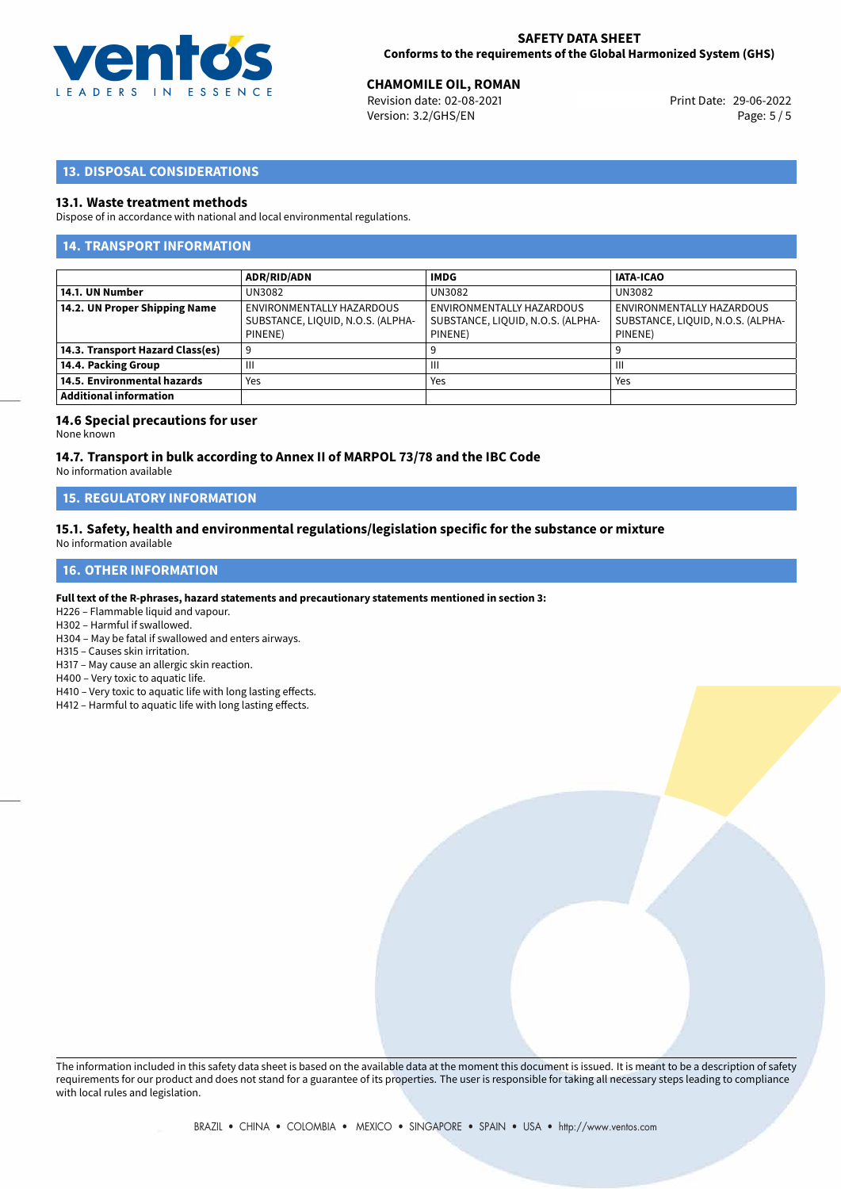## 13. DISPOSAL CONSIDERATIONS

### 13.1. Waste treatment methods

Dispose of in accordance with national and local environmental regulations.

## 14. TRANSPORT INFORMATION

| | ADR/RID/ADN | IMDG | IATA-ICAO |
|---|---|---|---|
| **14.1. UN Number** | UN3082 | UN3082 | UN3082 |
| **14.2. UN Proper Shipping Name** | ENVIRONMENTALLY HAZARDOUS SUBSTANCE, LIQUID, N.O.S. (ALPHA-PINENE) | ENVIRONMENTALLY HAZARDOUS SUBSTANCE, LIQUID, N.O.S. (ALPHA-PINENE) | ENVIRONMENTALLY HAZARDOUS SUBSTANCE, LIQUID, N.O.S. (ALPHA-PINENE) |
| **14.3. Transport Hazard Class(es)** | 9 | 9 | 9 |
| **14.4. Packing Group** | III | III | III |
| **14.5. Environmental hazards** | Yes | Yes | Yes |
| **Additional information** | | | |

### 14.6 Special precautions for user

None known

### 14.7. Transport in bulk according to Annex II of MARPOL 73/78 and the IBC Code

No information available

## 15. REGULATORY INFORMATION

### 15.1. Safety, health and environmental regulations/legislation specific for the substance or mixture

No information available

## 16. OTHER INFORMATION

**Full text of the R-phrases, hazard statements and precautionary statements mentioned in section 3:**

H226 – Flammable liquid and vapour.
H302 – Harmful if swallowed.
H304 – May be fatal if swallowed and enters airways.
H315 – Causes skin irritation.
H317 – May cause an allergic skin reaction.
H400 – Very toxic to aquatic life.
H410 – Very toxic to aquatic life with long lasting effects.
H412 – Harmful to aquatic life with long lasting effects.

The information included in this safety data sheet is based on the available data at the moment this document is issued. It is meant to be a description of safety requirements for our product and does not stand for a guarantee of its properties. The user is responsible for taking all necessary steps leading to compliance with local rules and legislation.